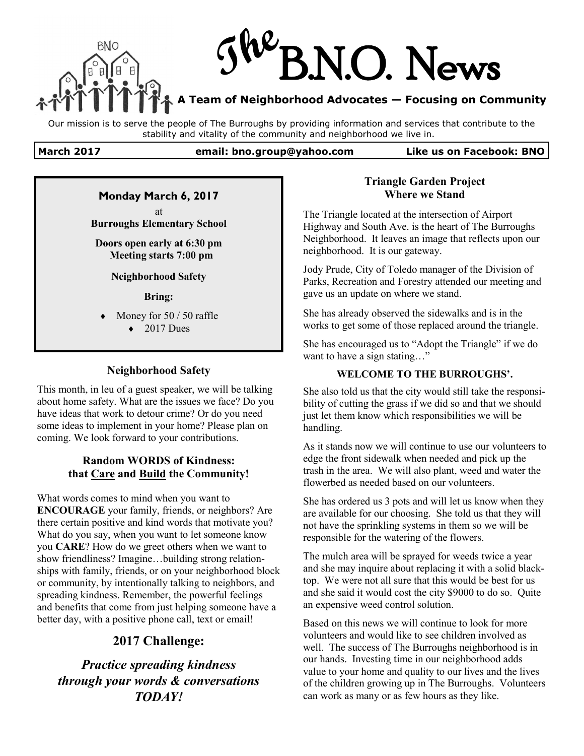# The B.N.O. News

**A Team of Neighborhood Advocates — Focusing on Community**

Our mission is to serve the people of The Burroughs by providing information and services that contribute to the stability and vitality of the community and neighborhood we live in.

**March 2017** | **email: bno.group@yahoo.com** | **Like us on Facebook: BNO**

---

**Monday March 6, 2017**

at

**Burroughs Elementary School**

**Doors open early at 6:30 pm**
**Meeting starts 7:00 pm**

**Neighborhood Safety**

**Bring:**

- Money for 50 / 50 raffle
- 2017 Dues

---

### Neighborhood Safety

This month, in leu of a guest speaker, we will be talking about home safety. What are the issues we face? Do you have ideas that work to detour crime? Or do you need some ideas to implement in your home? Please plan on coming. We look forward to your contributions.

### Random WORDS of Kindness: that Care and Build the Community!

What words comes to mind when you want to **ENCOURAGE** your family, friends, or neighbors? Are there certain positive and kind words that motivate you? What do you say, when you want to let someone know you **CARE**? How do we greet others when we want to show friendliness? Imagine…building strong relationships with family, friends, or on your neighborhood block or community, by intentionally talking to neighbors, and spreading kindness. Remember, the powerful feelings and benefits that come from just helping someone have a better day, with a positive phone call, text or email!

## 2017 Challenge:

***Practice spreading kindness through your words & conversations TODAY!***

### Triangle Garden Project Where we Stand

The Triangle located at the intersection of Airport Highway and South Ave. is the heart of The Burroughs Neighborhood. It leaves an image that reflects upon our neighborhood. It is our gateway.

Jody Prude, City of Toledo manager of the Division of Parks, Recreation and Forestry attended our meeting and gave us an update on where we stand.

She has already observed the sidewalks and is in the works to get some of those replaced around the triangle.

She has encouraged us to "Adopt the Triangle" if we do want to have a sign stating…"

**WELCOME TO THE BURROUGHS'.**

She also told us that the city would still take the responsibility of cutting the grass if we did so and that we should just let them know which responsibilities we will be handling.

As it stands now we will continue to use our volunteers to edge the front sidewalk when needed and pick up the trash in the area. We will also plant, weed and water the flowerbed as needed based on our volunteers.

She has ordered us 3 pots and will let us know when they are available for our choosing. She told us that they will not have the sprinkling systems in them so we will be responsible for the watering of the flowers.

The mulch area will be sprayed for weeds twice a year and she may inquire about replacing it with a solid blacktop. We were not all sure that this would be best for us and she said it would cost the city $9000 to do so. Quite an expensive weed control solution.

Based on this news we will continue to look for more volunteers and would like to see children involved as well. The success of The Burroughs neighborhood is in our hands. Investing time in our neighborhood adds value to your home and quality to our lives and the lives of the children growing up in The Burroughs. Volunteers can work as many or as few hours as they like.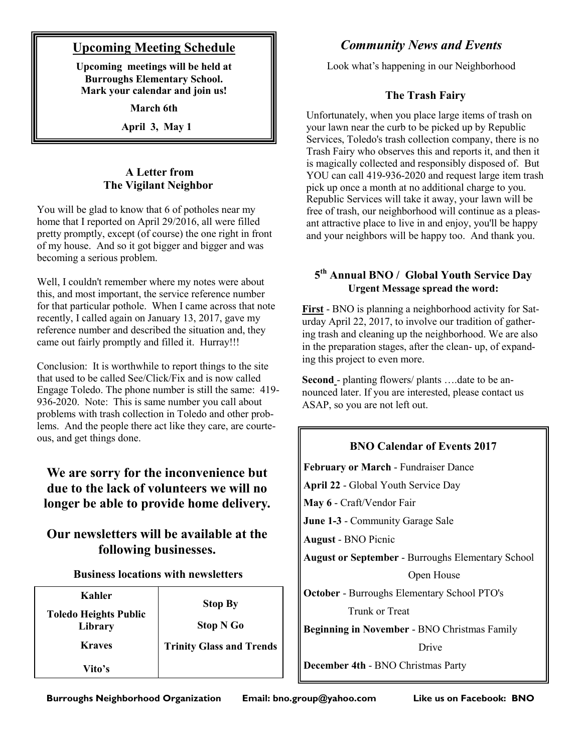## Upcoming Meeting Schedule

**Upcoming meetings will be held at Burroughs Elementary School. Mark your calendar and join us!**

**March 6th**

**April 3, May 1**

### A Letter from The Vigilant Neighbor

You will be glad to know that 6 of potholes near my home that I reported on April 29/2016, all were filled pretty promptly, except (of course) the one right in front of my house. And so it got bigger and bigger and was becoming a serious problem.

Well, I couldn't remember where my notes were about this, and most important, the service reference number for that particular pothole. When I came across that note recently, I called again on January 13, 2017, gave my reference number and described the situation and, they came out fairly promptly and filled it. Hurray!!!

Conclusion: It is worthwhile to report things to the site that used to be called See/Click/Fix and is now called Engage Toledo. The phone number is still the same: 419-936-2020. Note: This is same number you call about problems with trash collection in Toledo and other problems. And the people there act like they care, are courteous, and get things done.

## We are sorry for the inconvenience but due to the lack of volunteers we will no longer be able to provide home delivery.

## Our newsletters will be available at the following businesses.

**Business locations with newsletters**

| | |
|---|---|
| **Kahler** | **Stop By** |
| **Toledo Heights Public Library** | **Stop N Go** |
| **Kraves** | **Trinity Glass and Trends** |
| **Vito's** | |

## *Community News and Events*

Look what's happening in our Neighborhood

### The Trash Fairy

Unfortunately, when you place large items of trash on your lawn near the curb to be picked up by Republic Services, Toledo's trash collection company, there is no Trash Fairy who observes this and reports it, and then it is magically collected and responsibly disposed of. But YOU can call 419-936-2020 and request large item trash pick up once a month at no additional charge to you. Republic Services will take it away, your lawn will be free of trash, our neighborhood will continue as a pleasant attractive place to live in and enjoy, you'll be happy and your neighbors will be happy too. And thank you.

### 5th Annual BNO / Global Youth Service Day

**Urgent Message spread the word:**

**First** - BNO is planning a neighborhood activity for Saturday April 22, 2017, to involve our tradition of gathering trash and cleaning up the neighborhood. We are also in the preparation stages, after the clean- up, of expanding this project to even more.

**Second** - planting flowers/ plants ….date to be announced later. If you are interested, please contact us ASAP, so you are not left out.

### BNO Calendar of Events 2017

**February or March** - Fundraiser Dance

**April 22** - Global Youth Service Day

**May 6** - Craft/Vendor Fair

**June 1-3** - Community Garage Sale

**August** - BNO Picnic

**August or September** - Burroughs Elementary School Open House

**October** - Burroughs Elementary School PTO's Trunk or Treat

**Beginning in November** - BNO Christmas Family Drive

**December 4th** - BNO Christmas Party

**Burroughs Neighborhood Organization** **Email: bno.group@yahoo.com** **Like us on Facebook: BNO**